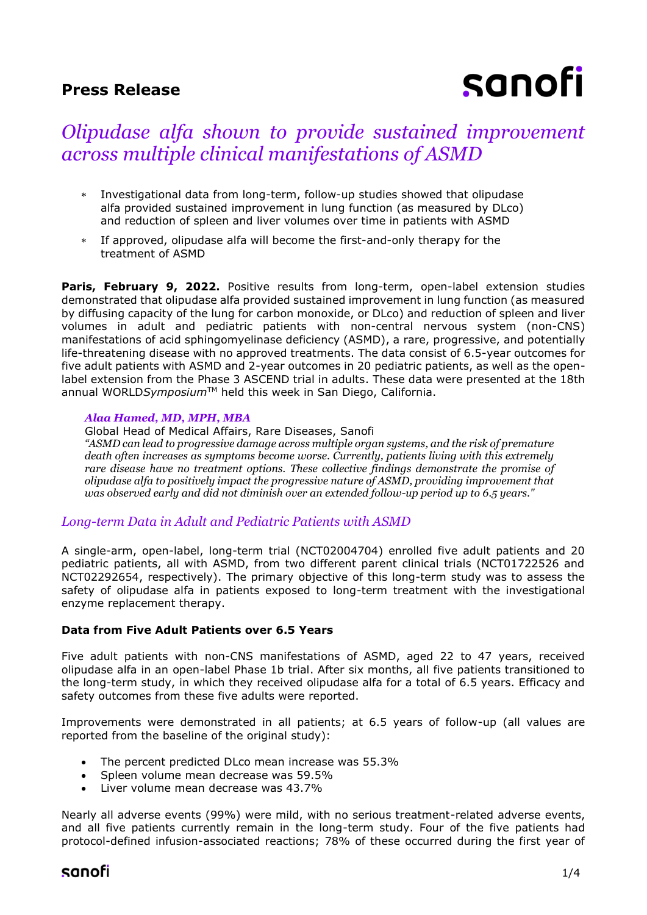**Press Release**

sanofi

# *Olipudase alfa shown to provide sustained improvement across multiple clinical manifestations of ASMD*

* Investigational data from long-term, follow-up studies showed that olipudase alfa provided sustained improvement in lung function (as measured by DLco) and reduction of spleen and liver volumes over time in patients with ASMD
* If approved, olipudase alfa will become the first-and-only therapy for the treatment of ASMD

**Paris, February 9, 2022.** Positive results from long-term, open-label extension studies demonstrated that olipudase alfa provided sustained improvement in lung function (as measured by diffusing capacity of the lung for carbon monoxide, or DLco) and reduction of spleen and liver volumes in adult and pediatric patients with non-central nervous system (non-CNS) manifestations of acid sphingomyelinase deficiency (ASMD), a rare, progressive, and potentially life-threatening disease with no approved treatments. The data consist of 6.5-year outcomes for five adult patients with ASMD and 2-year outcomes in 20 pediatric patients, as well as the open-label extension from the Phase 3 ASCEND trial in adults. These data were presented at the 18th annual WORLD*Symposium*™ held this week in San Diego, California.

***Alaa Hamed, MD, MPH, MBA***
Global Head of Medical Affairs, Rare Diseases, Sanofi
*"ASMD can lead to progressive damage across multiple organ systems, and the risk of premature death often increases as symptoms become worse. Currently, patients living with this extremely rare disease have no treatment options. These collective findings demonstrate the promise of olipudase alfa to positively impact the progressive nature of ASMD, providing improvement that was observed early and did not diminish over an extended follow-up period up to 6.5 years."*

## *Long-term Data in Adult and Pediatric Patients with ASMD*

A single-arm, open-label, long-term trial (NCT02004704) enrolled five adult patients and 20 pediatric patients, all with ASMD, from two different parent clinical trials (NCT01722526 and NCT02292654, respectively). The primary objective of this long-term study was to assess the safety of olipudase alfa in patients exposed to long-term treatment with the investigational enzyme replacement therapy.

### Data from Five Adult Patients over 6.5 Years

Five adult patients with non-CNS manifestations of ASMD, aged 22 to 47 years, received olipudase alfa in an open-label Phase 1b trial. After six months, all five patients transitioned to the long-term study, in which they received olipudase alfa for a total of 6.5 years. Efficacy and safety outcomes from these five adults were reported.

Improvements were demonstrated in all patients; at 6.5 years of follow-up (all values are reported from the baseline of the original study):

- The percent predicted DLco mean increase was 55.3%
- Spleen volume mean decrease was 59.5%
- Liver volume mean decrease was 43.7%

Nearly all adverse events (99%) were mild, with no serious treatment-related adverse events, and all five patients currently remain in the long-term study. Four of the five patients had protocol-defined infusion-associated reactions; 78% of these occurred during the first year of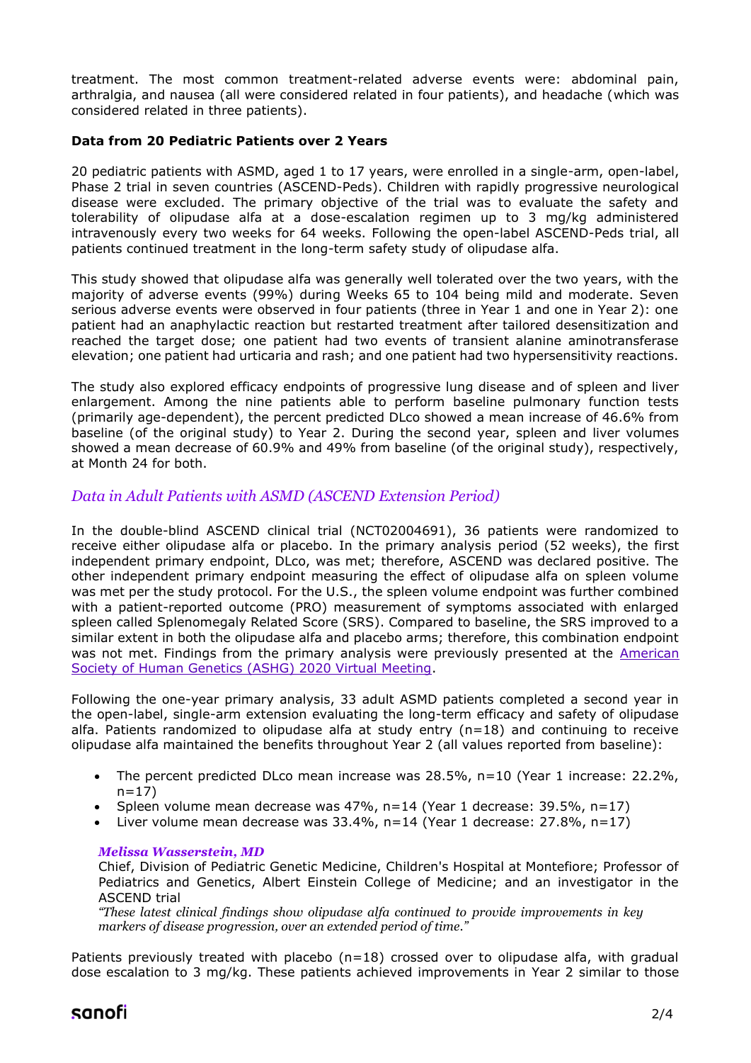treatment. The most common treatment-related adverse events were: abdominal pain, arthralgia, and nausea (all were considered related in four patients), and headache (which was considered related in three patients).

**Data from 20 Pediatric Patients over 2 Years**

20 pediatric patients with ASMD, aged 1 to 17 years, were enrolled in a single-arm, open-label, Phase 2 trial in seven countries (ASCEND-Peds). Children with rapidly progressive neurological disease were excluded. The primary objective of the trial was to evaluate the safety and tolerability of olipudase alfa at a dose-escalation regimen up to 3 mg/kg administered intravenously every two weeks for 64 weeks. Following the open-label ASCEND-Peds trial, all patients continued treatment in the long-term safety study of olipudase alfa.

This study showed that olipudase alfa was generally well tolerated over the two years, with the majority of adverse events (99%) during Weeks 65 to 104 being mild and moderate. Seven serious adverse events were observed in four patients (three in Year 1 and one in Year 2): one patient had an anaphylactic reaction but restarted treatment after tailored desensitization and reached the target dose; one patient had two events of transient alanine aminotransferase elevation; one patient had urticaria and rash; and one patient had two hypersensitivity reactions.

The study also explored efficacy endpoints of progressive lung disease and of spleen and liver enlargement. Among the nine patients able to perform baseline pulmonary function tests (primarily age-dependent), the percent predicted DLco showed a mean increase of 46.6% from baseline (of the original study) to Year 2. During the second year, spleen and liver volumes showed a mean decrease of 60.9% and 49% from baseline (of the original study), respectively, at Month 24 for both.

## *Data in Adult Patients with ASMD (ASCEND Extension Period)*

In the double-blind ASCEND clinical trial (NCT02004691), 36 patients were randomized to receive either olipudase alfa or placebo. In the primary analysis period (52 weeks), the first independent primary endpoint, DLco, was met; therefore, ASCEND was declared positive. The other independent primary endpoint measuring the effect of olipudase alfa on spleen volume was met per the study protocol. For the U.S., the spleen volume endpoint was further combined with a patient-reported outcome (PRO) measurement of symptoms associated with enlarged spleen called Splenomegaly Related Score (SRS). Compared to baseline, the SRS improved to a similar extent in both the olipudase alfa and placebo arms; therefore, this combination endpoint was not met. Findings from the primary analysis were previously presented at the American Society of Human Genetics (ASHG) 2020 Virtual Meeting.

Following the one-year primary analysis, 33 adult ASMD patients completed a second year in the open-label, single-arm extension evaluating the long-term efficacy and safety of olipudase alfa. Patients randomized to olipudase alfa at study entry (n=18) and continuing to receive olipudase alfa maintained the benefits throughout Year 2 (all values reported from baseline):

- The percent predicted DLco mean increase was 28.5%, n=10 (Year 1 increase: 22.2%, n=17)
- Spleen volume mean decrease was 47%, n=14 (Year 1 decrease: 39.5%, n=17)
- Liver volume mean decrease was 33.4%, n=14 (Year 1 decrease: 27.8%, n=17)

> ***Melissa Wasserstein, MD***
> Chief, Division of Pediatric Genetic Medicine, Children's Hospital at Montefiore; Professor of Pediatrics and Genetics, Albert Einstein College of Medicine; and an investigator in the ASCEND trial
> *"These latest clinical findings show olipudase alfa continued to provide improvements in key markers of disease progression, over an extended period of time."*

Patients previously treated with placebo (n=18) crossed over to olipudase alfa, with gradual dose escalation to 3 mg/kg. These patients achieved improvements in Year 2 similar to those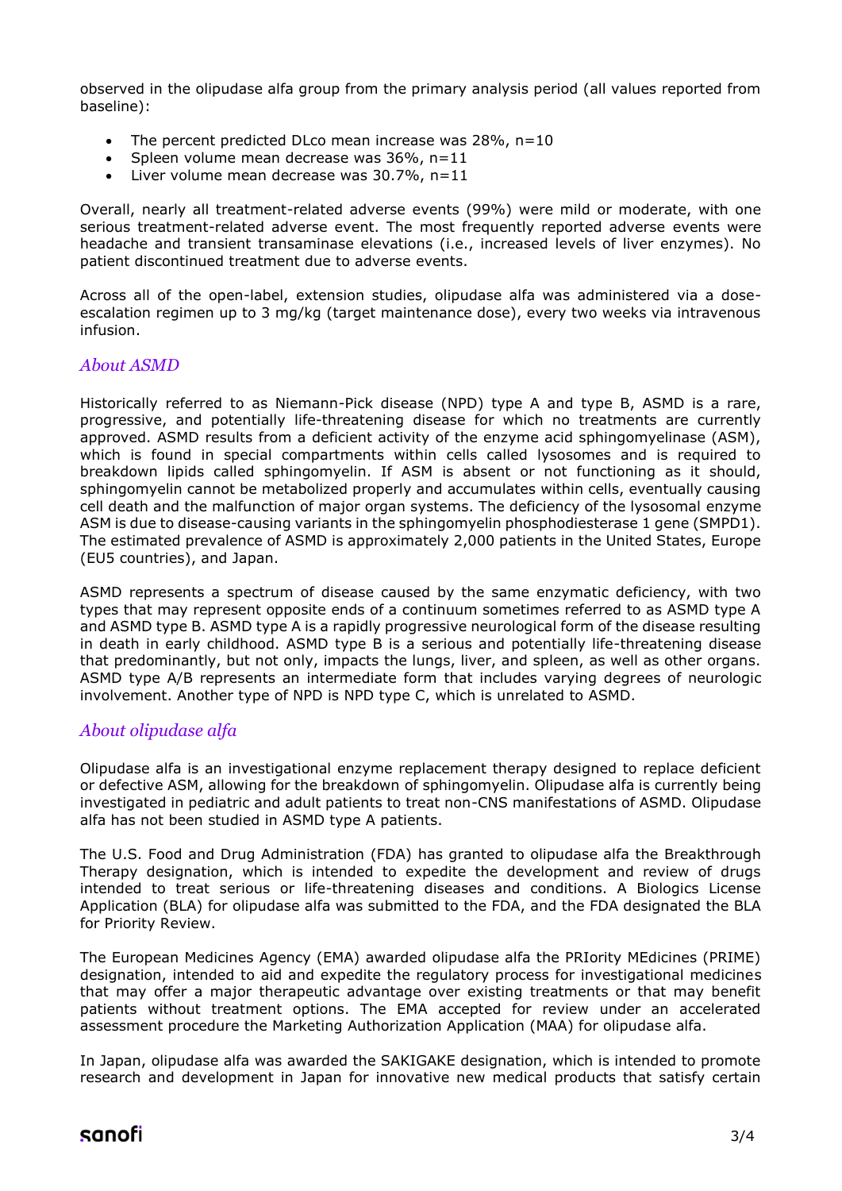observed in the olipudase alfa group from the primary analysis period (all values reported from baseline):

- The percent predicted DLco mean increase was 28%, n=10
- Spleen volume mean decrease was 36%, n=11
- Liver volume mean decrease was 30.7%, n=11

Overall, nearly all treatment-related adverse events (99%) were mild or moderate, with one serious treatment-related adverse event. The most frequently reported adverse events were headache and transient transaminase elevations (i.e., increased levels of liver enzymes). No patient discontinued treatment due to adverse events.

Across all of the open-label, extension studies, olipudase alfa was administered via a dose-escalation regimen up to 3 mg/kg (target maintenance dose), every two weeks via intravenous infusion.

## *About ASMD*

Historically referred to as Niemann-Pick disease (NPD) type A and type B, ASMD is a rare, progressive, and potentially life-threatening disease for which no treatments are currently approved. ASMD results from a deficient activity of the enzyme acid sphingomyelinase (ASM), which is found in special compartments within cells called lysosomes and is required to breakdown lipids called sphingomyelin. If ASM is absent or not functioning as it should, sphingomyelin cannot be metabolized properly and accumulates within cells, eventually causing cell death and the malfunction of major organ systems. The deficiency of the lysosomal enzyme ASM is due to disease-causing variants in the sphingomyelin phosphodiesterase 1 gene (SMPD1). The estimated prevalence of ASMD is approximately 2,000 patients in the United States, Europe (EU5 countries), and Japan.

ASMD represents a spectrum of disease caused by the same enzymatic deficiency, with two types that may represent opposite ends of a continuum sometimes referred to as ASMD type A and ASMD type B. ASMD type A is a rapidly progressive neurological form of the disease resulting in death in early childhood. ASMD type B is a serious and potentially life-threatening disease that predominantly, but not only, impacts the lungs, liver, and spleen, as well as other organs. ASMD type A/B represents an intermediate form that includes varying degrees of neurologic involvement. Another type of NPD is NPD type C, which is unrelated to ASMD.

## *About olipudase alfa*

Olipudase alfa is an investigational enzyme replacement therapy designed to replace deficient or defective ASM, allowing for the breakdown of sphingomyelin. Olipudase alfa is currently being investigated in pediatric and adult patients to treat non-CNS manifestations of ASMD. Olipudase alfa has not been studied in ASMD type A patients.

The U.S. Food and Drug Administration (FDA) has granted to olipudase alfa the Breakthrough Therapy designation, which is intended to expedite the development and review of drugs intended to treat serious or life-threatening diseases and conditions. A Biologics License Application (BLA) for olipudase alfa was submitted to the FDA, and the FDA designated the BLA for Priority Review.

The European Medicines Agency (EMA) awarded olipudase alfa the PRIority MEdicines (PRIME) designation, intended to aid and expedite the regulatory process for investigational medicines that may offer a major therapeutic advantage over existing treatments or that may benefit patients without treatment options. The EMA accepted for review under an accelerated assessment procedure the Marketing Authorization Application (MAA) for olipudase alfa.

In Japan, olipudase alfa was awarded the SAKIGAKE designation, which is intended to promote research and development in Japan for innovative new medical products that satisfy certain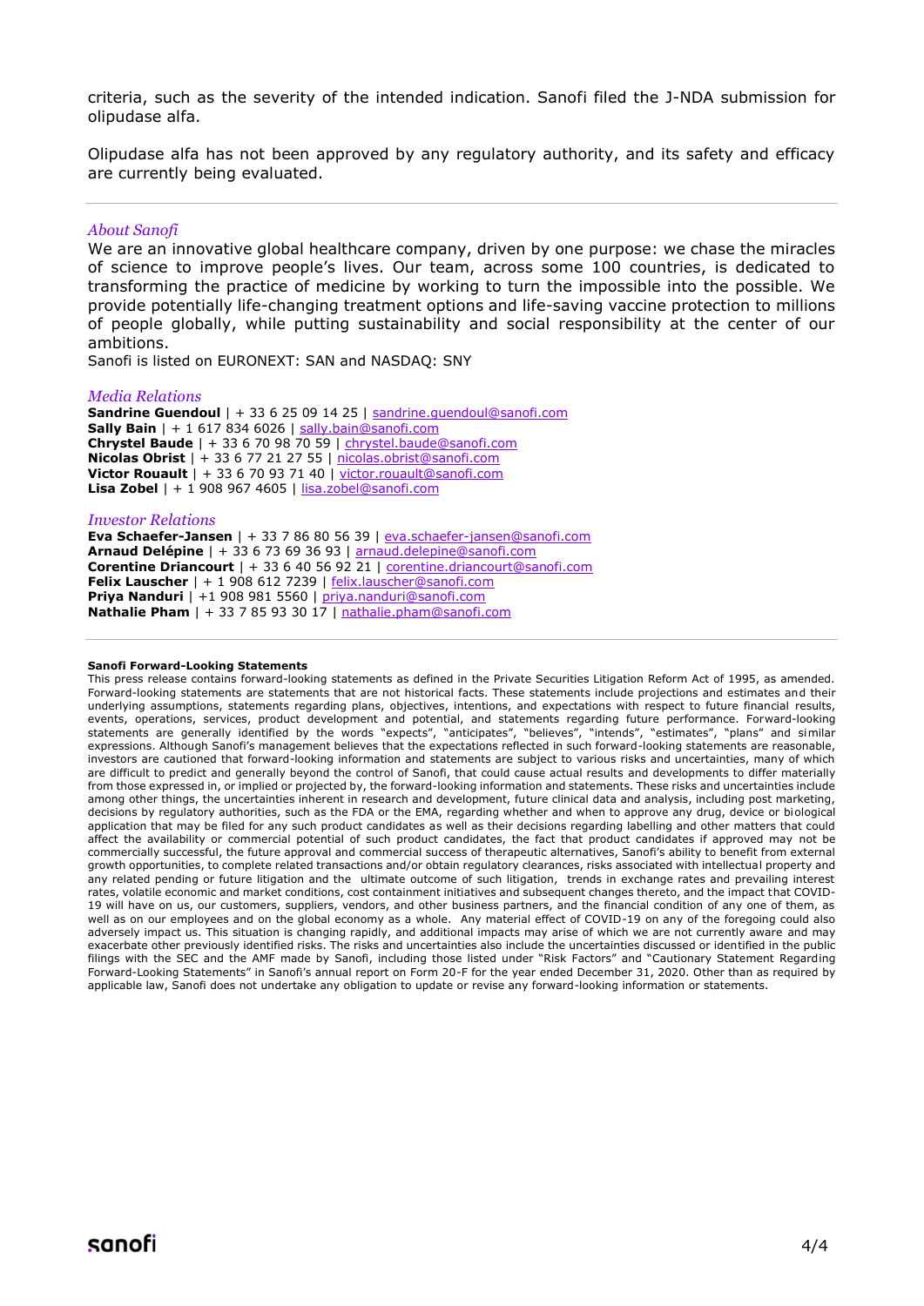criteria, such as the severity of the intended indication. Sanofi filed the J-NDA submission for olipudase alfa.

Olipudase alfa has not been approved by any regulatory authority, and its safety and efficacy are currently being evaluated.

---

*About Sanofi*

We are an innovative global healthcare company, driven by one purpose: we chase the miracles of science to improve people's lives. Our team, across some 100 countries, is dedicated to transforming the practice of medicine by working to turn the impossible into the possible. We provide potentially life-changing treatment options and life-saving vaccine protection to millions of people globally, while putting sustainability and social responsibility at the center of our ambitions.
Sanofi is listed on EURONEXT: SAN and NASDAQ: SNY

*Media Relations*

**Sandrine Guendoul** | + 33 6 25 09 14 25 | sandrine.guendoul@sanofi.com
**Sally Bain** | + 1 617 834 6026 | sally.bain@sanofi.com
**Chrystel Baude** | + 33 6 70 98 70 59 | chrystel.baude@sanofi.com
**Nicolas Obrist** | + 33 6 77 21 27 55 | nicolas.obrist@sanofi.com
**Victor Rouault** | + 33 6 70 93 71 40 | victor.rouault@sanofi.com
**Lisa Zobel** | + 1 908 967 4605 | lisa.zobel@sanofi.com

*Investor Relations*

**Eva Schaefer-Jansen** | + 33 7 86 80 56 39 | eva.schaefer-jansen@sanofi.com
**Arnaud Delépine** | + 33 6 73 69 36 93 | arnaud.delepine@sanofi.com
**Corentine Driancourt** | + 33 6 40 56 92 21 | corentine.driancourt@sanofi.com
**Felix Lauscher** | + 1 908 612 7239 | felix.lauscher@sanofi.com
**Priya Nanduri** | +1 908 981 5560 | priya.nanduri@sanofi.com
**Nathalie Pham** | + 33 7 85 93 30 17 | nathalie.pham@sanofi.com

---

**Sanofi Forward-Looking Statements**

This press release contains forward-looking statements as defined in the Private Securities Litigation Reform Act of 1995, as amended. Forward-looking statements are statements that are not historical facts. These statements include projections and estimates and their underlying assumptions, statements regarding plans, objectives, intentions, and expectations with respect to future financial results, events, operations, services, product development and potential, and statements regarding future performance. Forward-looking statements are generally identified by the words "expects", "anticipates", "believes", "intends", "estimates", "plans" and similar expressions. Although Sanofi's management believes that the expectations reflected in such forward-looking statements are reasonable, investors are cautioned that forward-looking information and statements are subject to various risks and uncertainties, many of which are difficult to predict and generally beyond the control of Sanofi, that could cause actual results and developments to differ materially from those expressed in, or implied or projected by, the forward-looking information and statements. These risks and uncertainties include among other things, the uncertainties inherent in research and development, future clinical data and analysis, including post marketing, decisions by regulatory authorities, such as the FDA or the EMA, regarding whether and when to approve any drug, device or biological application that may be filed for any such product candidates as well as their decisions regarding labelling and other matters that could affect the availability or commercial potential of such product candidates, the fact that product candidates if approved may not be commercially successful, the future approval and commercial success of therapeutic alternatives, Sanofi's ability to benefit from external growth opportunities, to complete related transactions and/or obtain regulatory clearances, risks associated with intellectual property and any related pending or future litigation and the ultimate outcome of such litigation, trends in exchange rates and prevailing interest rates, volatile economic and market conditions, cost containment initiatives and subsequent changes thereto, and the impact that COVID-19 will have on us, our customers, suppliers, vendors, and other business partners, and the financial condition of any one of them, as well as on our employees and on the global economy as a whole. Any material effect of COVID-19 on any of the foregoing could also adversely impact us. This situation is changing rapidly, and additional impacts may arise of which we are not currently aware and may exacerbate other previously identified risks. The risks and uncertainties also include the uncertainties discussed or identified in the public filings with the SEC and the AMF made by Sanofi, including those listed under "Risk Factors" and "Cautionary Statement Regarding Forward-Looking Statements" in Sanofi's annual report on Form 20-F for the year ended December 31, 2020. Other than as required by applicable law, Sanofi does not undertake any obligation to update or revise any forward-looking information or statements.